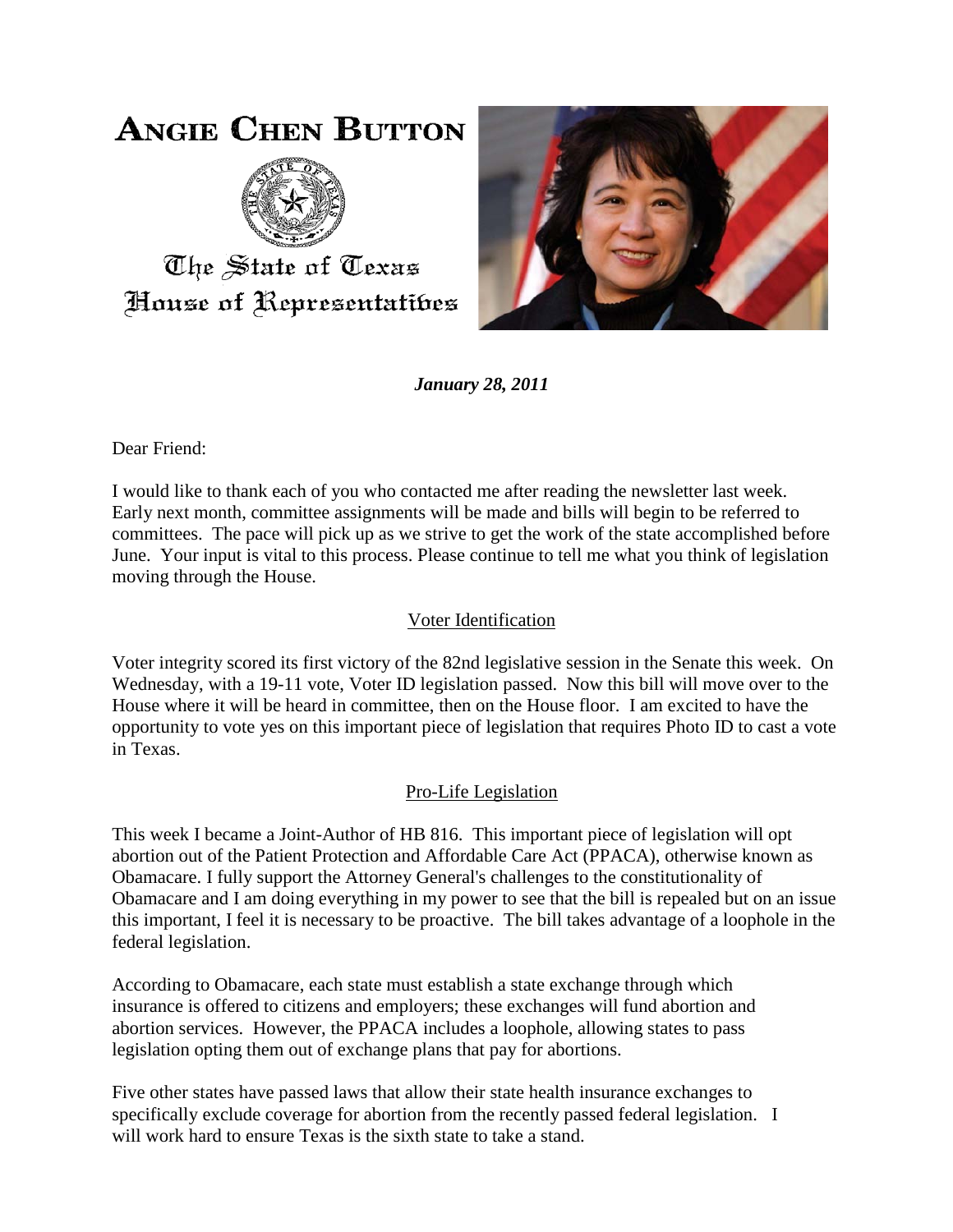# ANGIE CHEN BUTTON

The State of Texas
House of Representatives

***January 28, 2011***

Dear Friend:

I would like to thank each of you who contacted me after reading the newsletter last week. Early next month, committee assignments will be made and bills will begin to be referred to committees. The pace will pick up as we strive to get the work of the state accomplished before June. Your input is vital to this process. Please continue to tell me what you think of legislation moving through the House.

## Voter Identification

Voter integrity scored its first victory of the 82nd legislative session in the Senate this week. On Wednesday, with a 19-11 vote, Voter ID legislation passed. Now this bill will move over to the House where it will be heard in committee, then on the House floor. I am excited to have the opportunity to vote yes on this important piece of legislation that requires Photo ID to cast a vote in Texas.

## Pro-Life Legislation

This week I became a Joint-Author of HB 816. This important piece of legislation will opt abortion out of the Patient Protection and Affordable Care Act (PPACA), otherwise known as Obamacare. I fully support the Attorney General's challenges to the constitutionality of Obamacare and I am doing everything in my power to see that the bill is repealed but on an issue this important, I feel it is necessary to be proactive. The bill takes advantage of a loophole in the federal legislation.

According to Obamacare, each state must establish a state exchange through which insurance is offered to citizens and employers; these exchanges will fund abortion and abortion services. However, the PPACA includes a loophole, allowing states to pass legislation opting them out of exchange plans that pay for abortions.

Five other states have passed laws that allow their state health insurance exchanges to specifically exclude coverage for abortion from the recently passed federal legislation. I will work hard to ensure Texas is the sixth state to take a stand.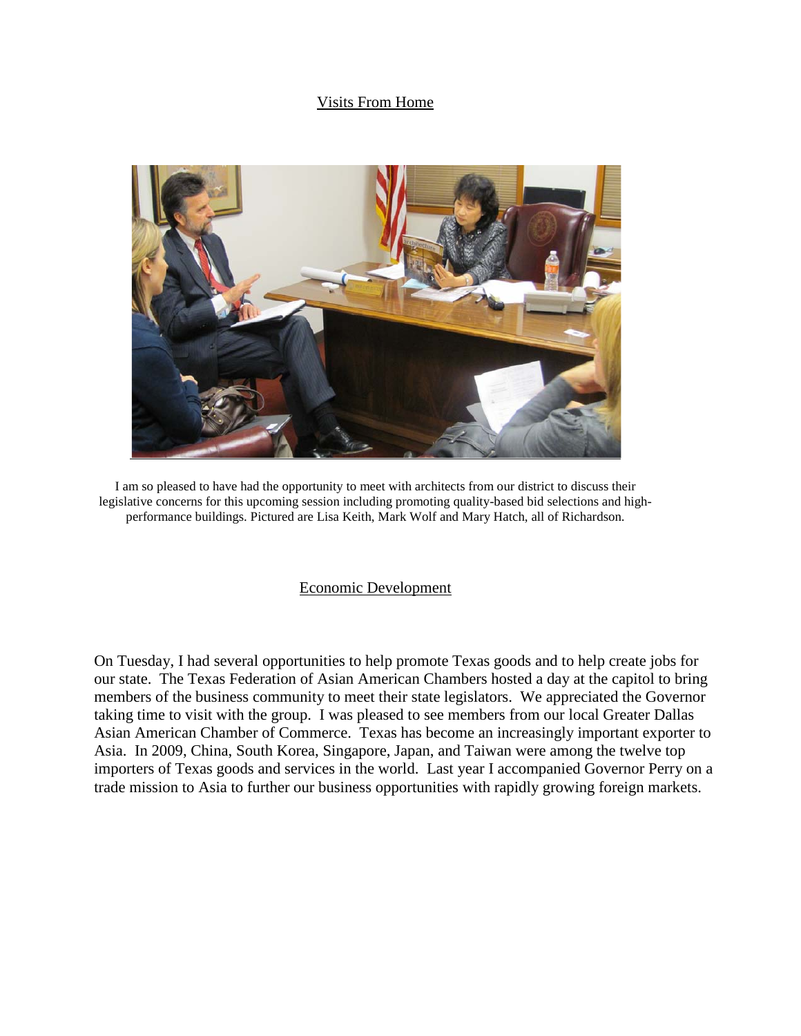## Visits From Home

I am so pleased to have had the opportunity to meet with architects from our district to discuss their legislative concerns for this upcoming session including promoting quality-based bid selections and high-performance buildings. Pictured are Lisa Keith, Mark Wolf and Mary Hatch, all of Richardson.

## Economic Development

On Tuesday, I had several opportunities to help promote Texas goods and to help create jobs for our state. The Texas Federation of Asian American Chambers hosted a day at the capitol to bring members of the business community to meet their state legislators. We appreciated the Governor taking time to visit with the group. I was pleased to see members from our local Greater Dallas Asian American Chamber of Commerce. Texas has become an increasingly important exporter to Asia. In 2009, China, South Korea, Singapore, Japan, and Taiwan were among the twelve top importers of Texas goods and services in the world. Last year I accompanied Governor Perry on a trade mission to Asia to further our business opportunities with rapidly growing foreign markets.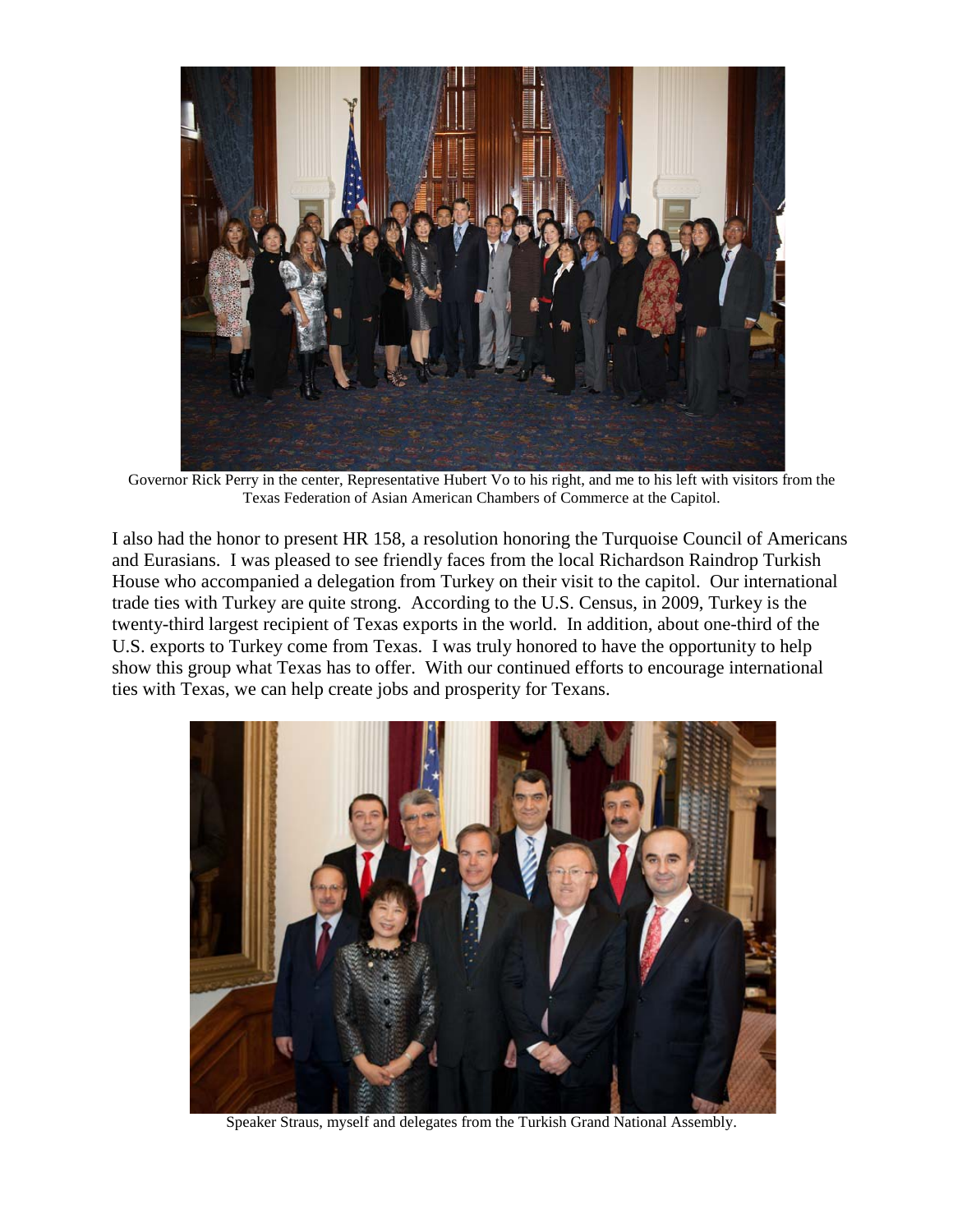Governor Rick Perry in the center, Representative Hubert Vo to his right, and me to his left with visitors from the Texas Federation of Asian American Chambers of Commerce at the Capitol.

I also had the honor to present HR 158, a resolution honoring the Turquoise Council of Americans and Eurasians. I was pleased to see friendly faces from the local Richardson Raindrop Turkish House who accompanied a delegation from Turkey on their visit to the capitol. Our international trade ties with Turkey are quite strong. According to the U.S. Census, in 2009, Turkey is the twenty-third largest recipient of Texas exports in the world. In addition, about one-third of the U.S. exports to Turkey come from Texas. I was truly honored to have the opportunity to help show this group what Texas has to offer. With our continued efforts to encourage international ties with Texas, we can help create jobs and prosperity for Texans.

Speaker Straus, myself and delegates from the Turkish Grand National Assembly.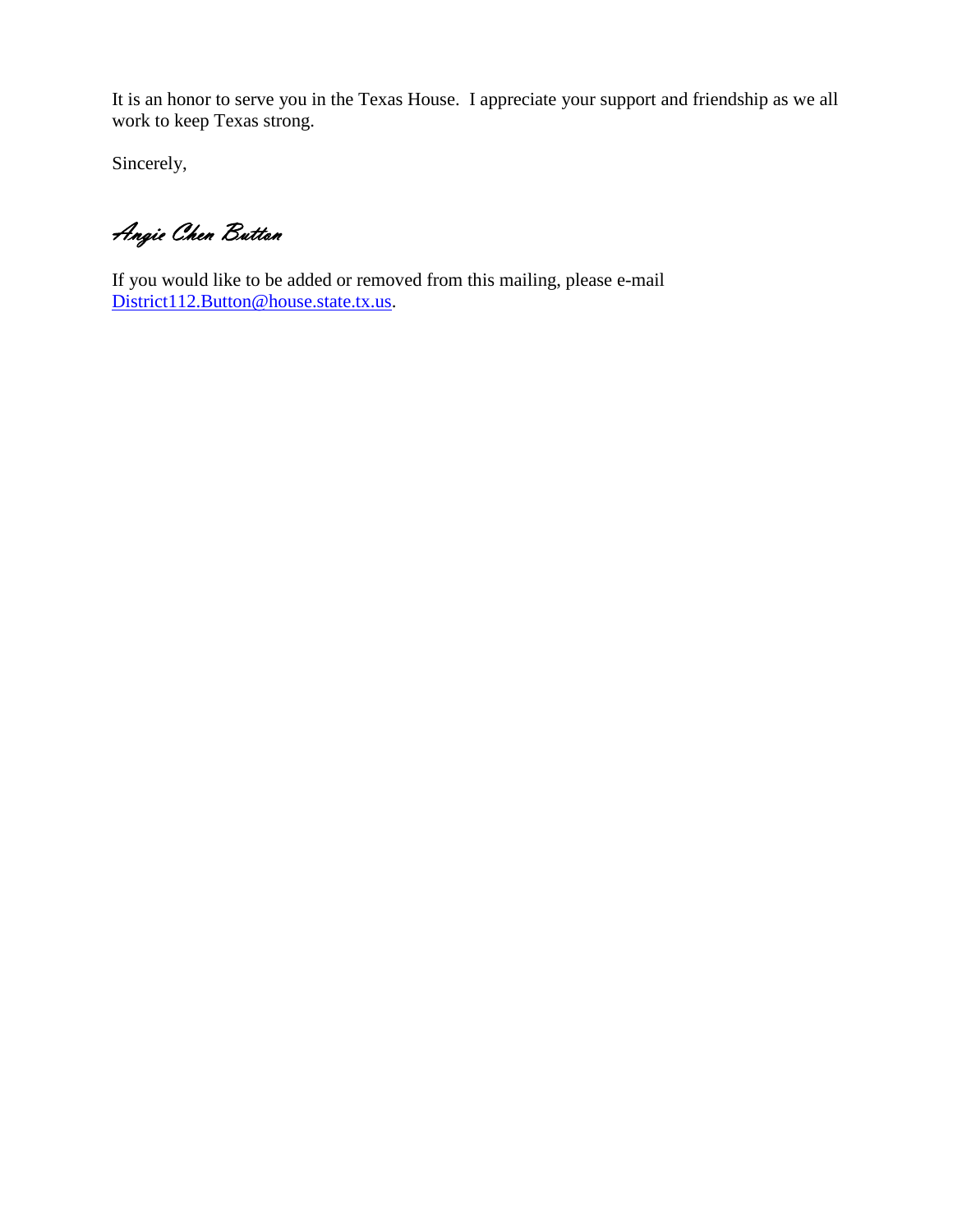It is an honor to serve you in the Texas House. I appreciate your support and friendship as we all work to keep Texas strong.

Sincerely,

*Angie Chen Button*

If you would like to be added or removed from this mailing, please e-mail District112.Button@house.state.tx.us.